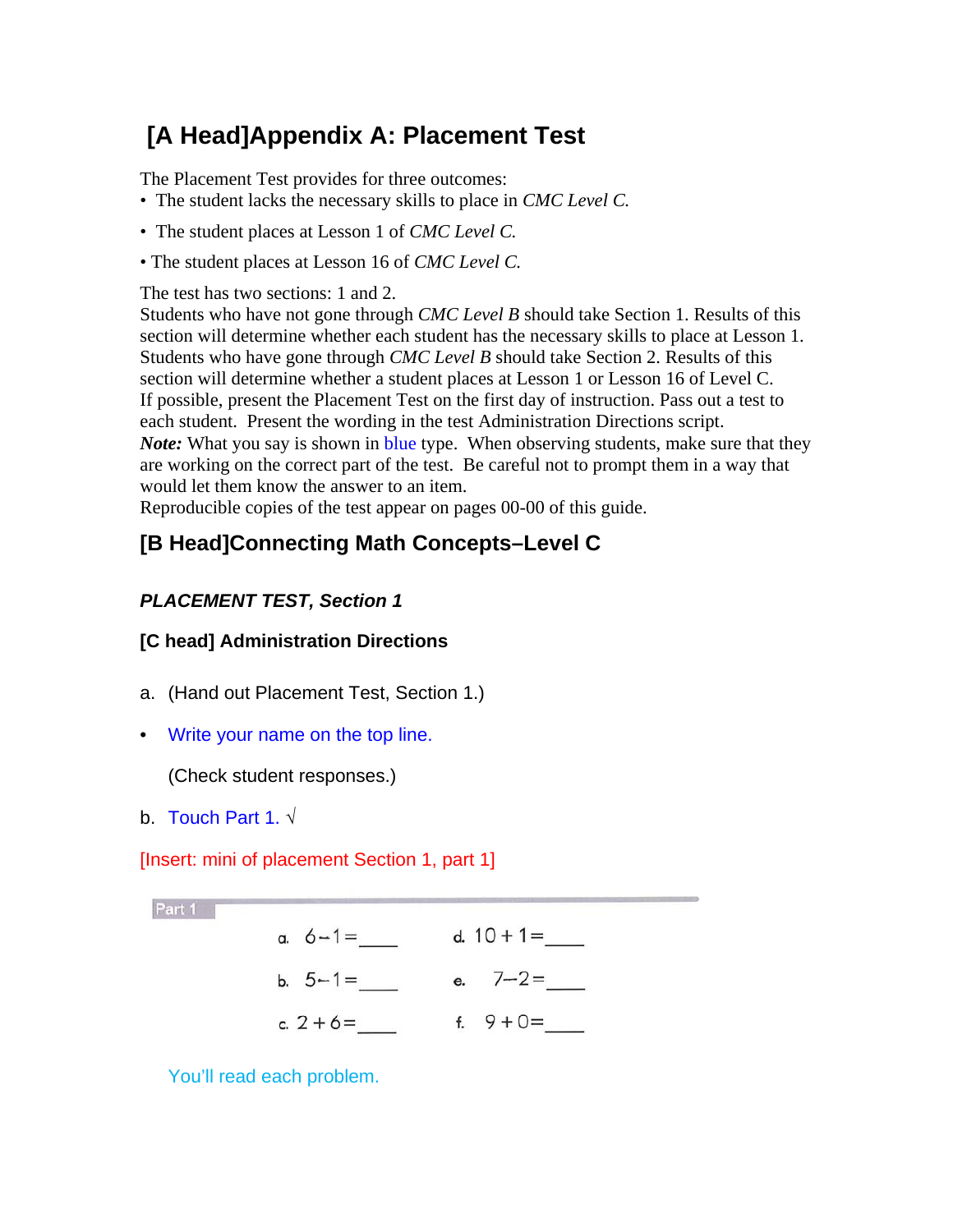# [A Head]Appendix A: Placement Test

The Placement Test provides for three outcomes:

- The student lacks the necessary skills to place in *CMC Level C.*
- The student places at Lesson 1 of *CMC Level C.*
- The student places at Lesson 16 of *CMC Level C.*

The test has two sections: 1 and 2.
Students who have not gone through *CMC Level B* should take Section 1. Results of this section will determine whether each student has the necessary skills to place at Lesson 1.
Students who have gone through *CMC Level B* should take Section 2. Results of this section will determine whether a student places at Lesson 1 or Lesson 16 of Level C.
If possible, present the Placement Test on the first day of instruction. Pass out a test to each student. Present the wording in the test Administration Directions script.
***Note:*** What you say is shown in blue type. When observing students, make sure that they are working on the correct part of the test. Be careful not to prompt them in a way that would let them know the answer to an item.
Reproducible copies of the test appear on pages 00-00 of this guide.

## [B Head]Connecting Math Concepts–Level C

***PLACEMENT TEST, Section 1***

### [C head] Administration Directions

a. (Hand out Placement Test, Section 1.)

- Write your name on the top line.

  (Check student responses.)

b. Touch Part 1. √

[Insert: mini of placement Section 1, part 1]

**Part 1**

a. $6 - 1 =$ ____ d. $10 + 1 =$ ____

b. $5 - 1 =$ ____ e. $7 - 2 =$ ____

c. $2 + 6 =$ ____ f. $9 + 0 =$ ____

You'll read each problem.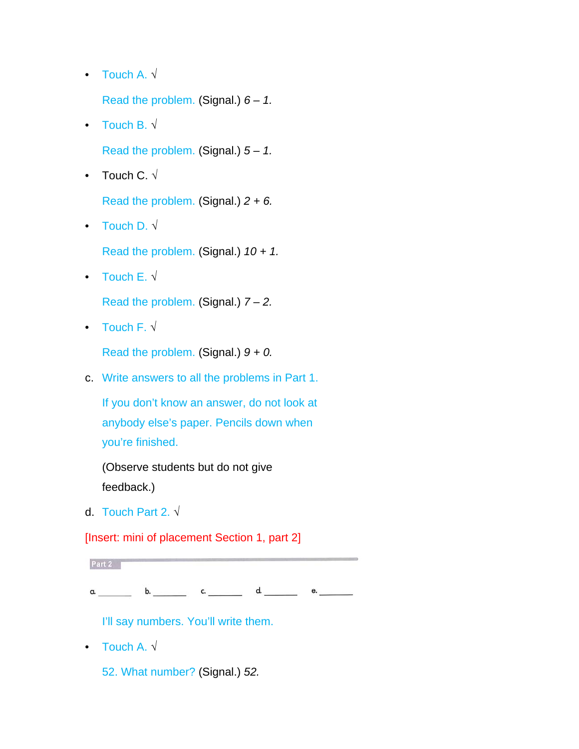- Touch A. √

  Read the problem. (Signal.) *6 – 1.*

- Touch B. √

  Read the problem. (Signal.) *5 – 1.*

- Touch C. √

  Read the problem. (Signal.) *2 + 6.*

- Touch D. √

  Read the problem. (Signal.) *10 + 1.*

- Touch E. √

  Read the problem. (Signal.) *7 – 2.*

- Touch F. √

  Read the problem. (Signal.) *9 + 0.*

c. Write answers to all the problems in Part 1.

   If you don't know an answer, do not look at anybody else's paper. Pencils down when you're finished.

   (Observe students but do not give feedback.)

d. Touch Part 2. √

[Insert: mini of placement Section 1, part 2]

**Part 2**

a. _______ b. _______ c. _______ d. _______ e. _______

   I'll say numbers. You'll write them.

- Touch A. √

  52. What number? (Signal.) *52.*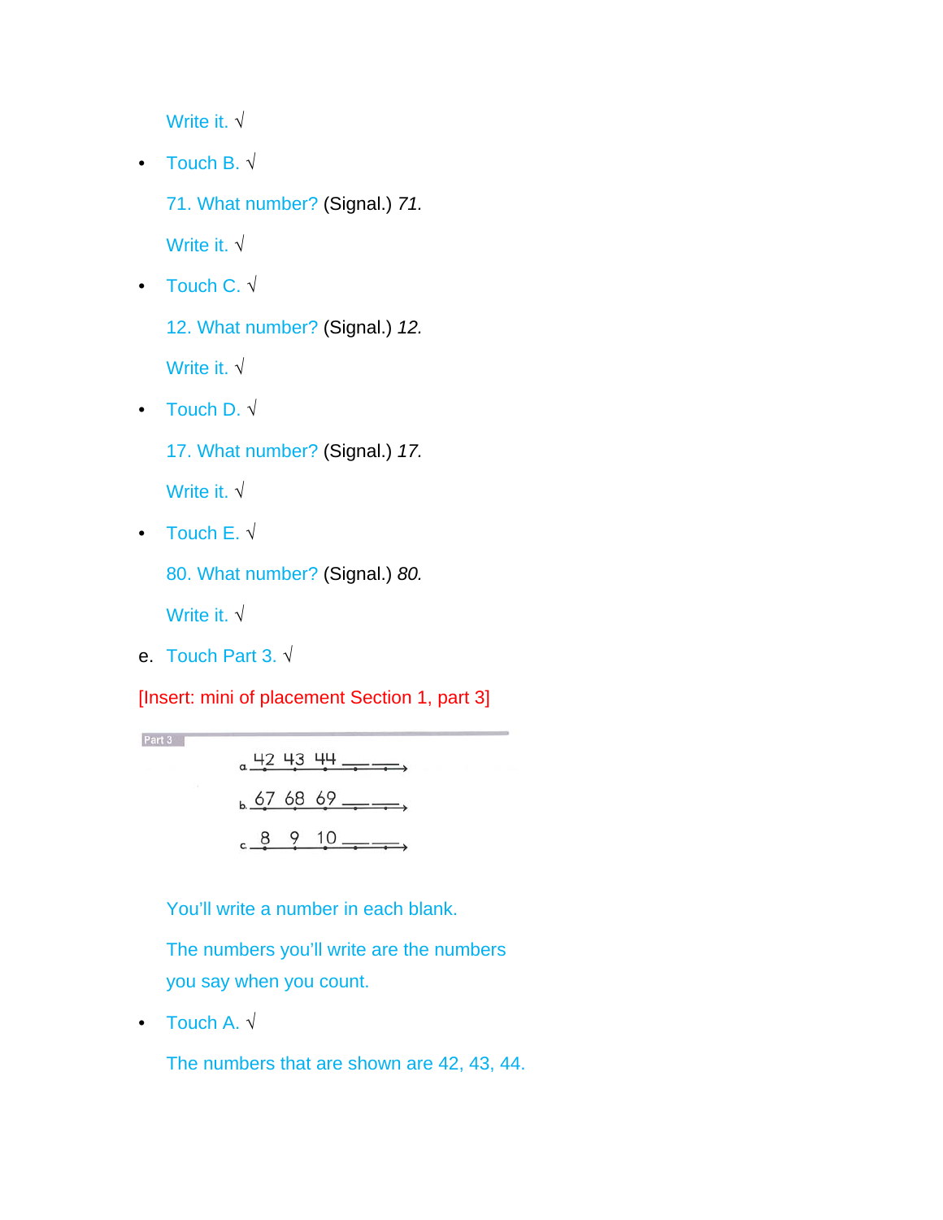Write it. √

- Touch B. √

  71. What number? (Signal.) *71.*

  Write it. √

- Touch C. √

  12. What number? (Signal.) *12.*

  Write it. √

- Touch D. √

  17. What number? (Signal.) *17.*

  Write it. √

- Touch E. √

  80. What number? (Signal.) *80.*

  Write it. √

e. Touch Part 3. √

[Insert: mini of placement Section 1, part 3]

Part 3

a. 42 43 44 \_\_ \_\_

b. 67 68 69 \_\_ \_\_

c. 8 9 10 \_\_ \_\_

You'll write a number in each blank.

The numbers you'll write are the numbers you say when you count.

- Touch A. √

  The numbers that are shown are 42, 43, 44.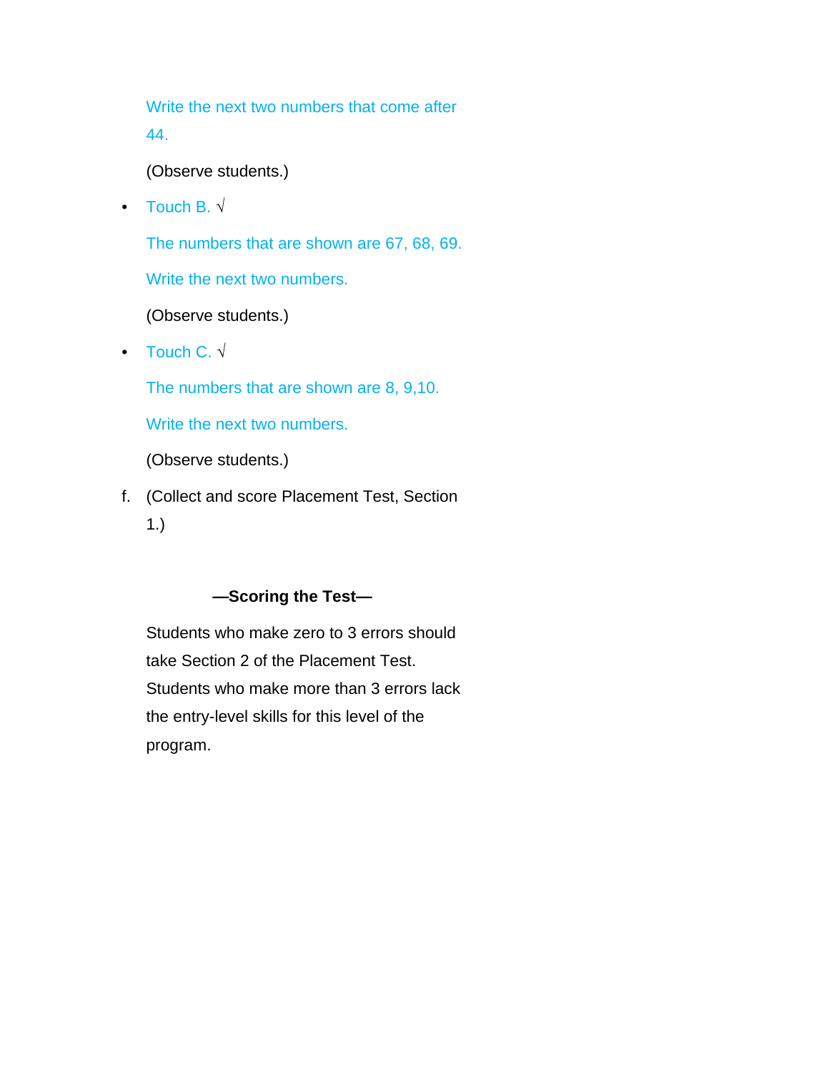Write the next two numbers that come after 44.

(Observe students.)

- Touch B. √

  The numbers that are shown are 67, 68, 69.

  Write the next two numbers.

  (Observe students.)

- Touch C. √

  The numbers that are shown are 8, 9,10.

  Write the next two numbers.

  (Observe students.)

f. (Collect and score Placement Test, Section 1.)

**—Scoring the Test—**

Students who make zero to 3 errors should take Section 2 of the Placement Test. Students who make more than 3 errors lack the entry-level skills for this level of the program.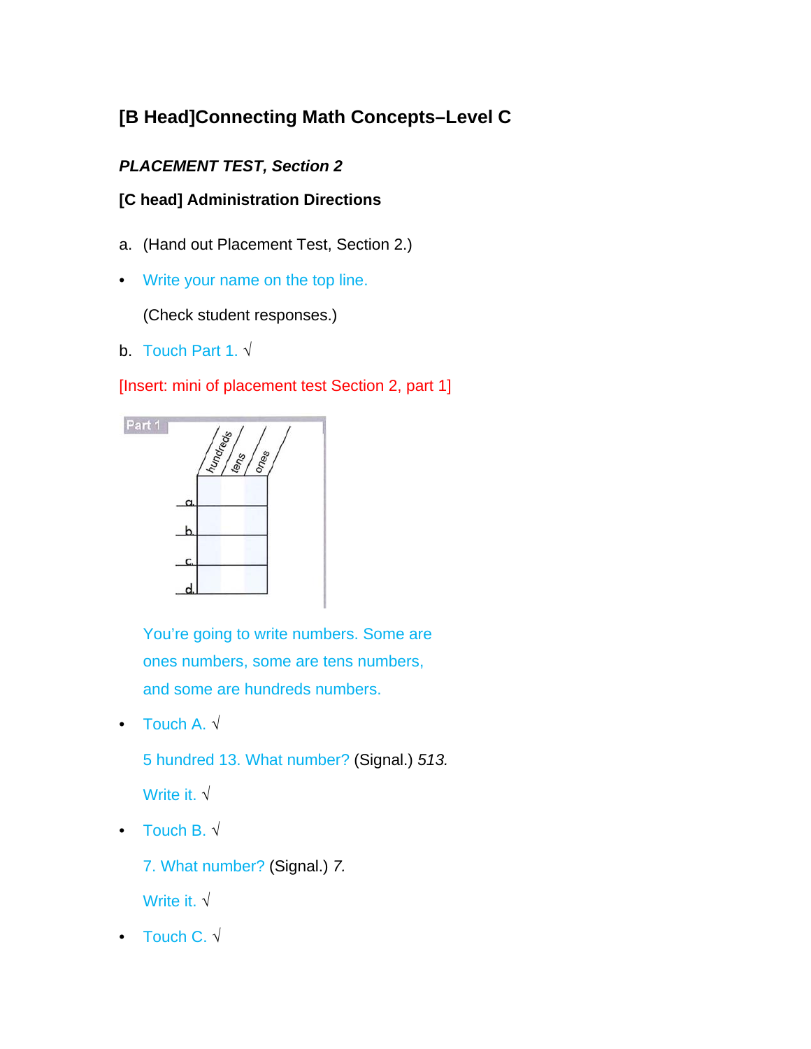# [B Head]Connecting Math Concepts–Level C

***PLACEMENT TEST, Section 2***

## [C head] Administration Directions

a. (Hand out Placement Test, Section 2.)

- Write your name on the top line.

  (Check student responses.)

b. Touch Part 1. √

[Insert: mini of placement test Section 2, part 1]

Part 1

| | hundreds | tens | ones |
|---|---|---|---|
| a. | | | |
| b. | | | |
| c. | | | |
| d. | | | |

You're going to write numbers. Some are ones numbers, some are tens numbers, and some are hundreds numbers.

- Touch A. √

  5 hundred 13. What number? (Signal.) *513.*

  Write it. √

- Touch B. √

  7. What number? (Signal.) *7.*

  Write it. √

- Touch C. √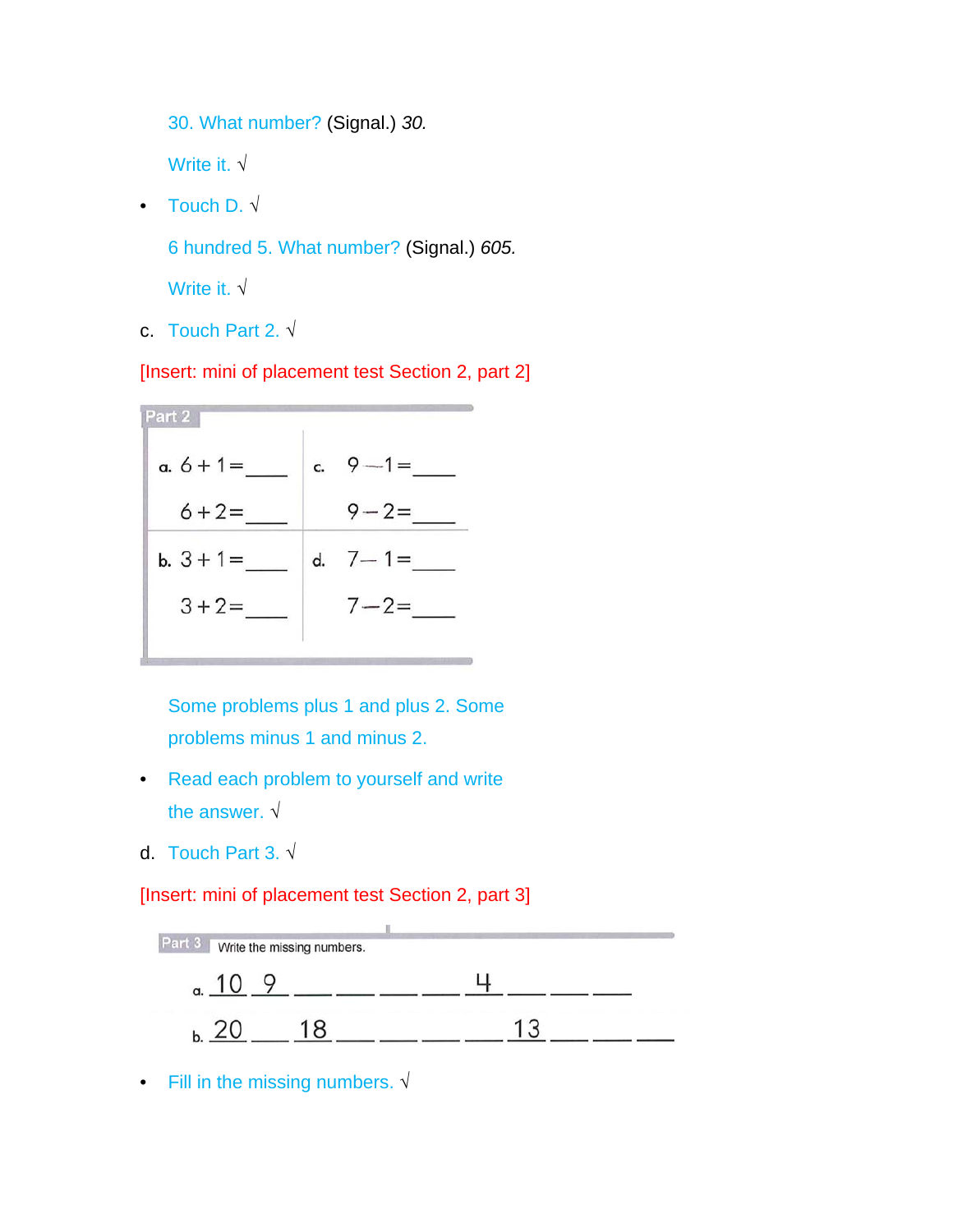30. What number? (Signal.) *30.*

Write it. √

- Touch D. √

6 hundred 5. What number? (Signal.) *605.*

Write it. √

c. Touch Part 2. √

[Insert: mini of placement test Section 2, part 2]

**Part 2**

| | |
|---|---|
| a. $6+1=$ ____ | c. $9-1=$ ____ |
| $6+2=$ ____ | $9-2=$ ____ |
| b. $3+1=$ ____ | d. $7-1=$ ____ |
| $3+2=$ ____ | $7-2=$ ____ |

Some problems plus 1 and plus 2. Some problems minus 1 and minus 2.

- Read each problem to yourself and write the answer. √

d. Touch Part 3. √

[Insert: mini of placement test Section 2, part 3]

**Part 3** Write the missing numbers.

a. 10 9 ___ ___ ___ ___ 4 ___ ___ ___

b. 20 ___ 18 ___ ___ ___ ___ 13 ___ ___ ___

- Fill in the missing numbers. √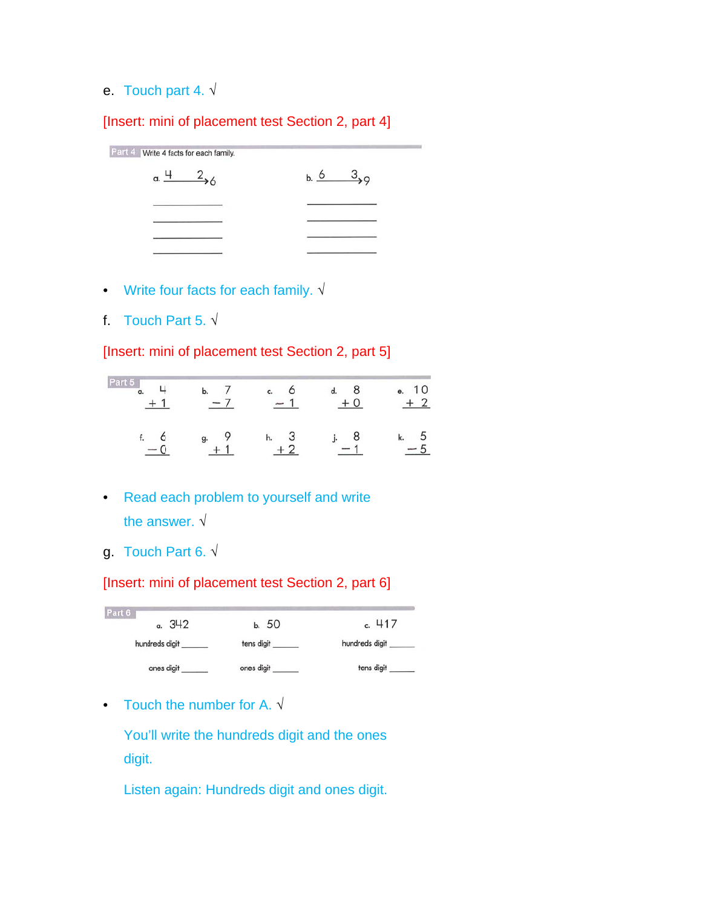e. Touch part 4. √

[Insert: mini of placement test Section 2, part 4]

**Part 4** Write 4 facts for each family.

a. 4 2 → 6

\_\_\_\_\_\_\_\_\_\_\_\_

\_\_\_\_\_\_\_\_\_\_\_\_

\_\_\_\_\_\_\_\_\_\_\_\_

\_\_\_\_\_\_\_\_\_\_\_\_

b. 6 3 → 9

\_\_\_\_\_\_\_\_\_\_\_\_

\_\_\_\_\_\_\_\_\_\_\_\_

\_\_\_\_\_\_\_\_\_\_\_\_

\_\_\_\_\_\_\_\_\_\_\_\_

- Write four facts for each family. √

f. Touch Part 5. √

[Insert: mini of placement test Section 2, part 5]

**Part 5**

| a. | b. | c. | d. | e. |
|---|---|---|---|---|
| $4 + 1$ | $7 - 7$ | $6 - 1$ | $8 + 0$ | $10 + 2$ |

| f. | g. | h. | j. | k. |
|---|---|---|---|---|
| $6 - 0$ | $9 + 1$ | $3 + 2$ | $8 - 1$ | $5 - 5$ |

- Read each problem to yourself and write the answer. √

g. Touch Part 6. √

[Insert: mini of placement test Section 2, part 6]

**Part 6**

a. 342

hundreds digit \_\_\_\_\_\_

ones digit \_\_\_\_\_\_

b. 50

tens digit \_\_\_\_\_\_

ones digit \_\_\_\_\_\_

c. 417

hundreds digit \_\_\_\_\_\_

tens digit \_\_\_\_\_\_

- Touch the number for A. √

  You'll write the hundreds digit and the ones digit.

  Listen again: Hundreds digit and ones digit.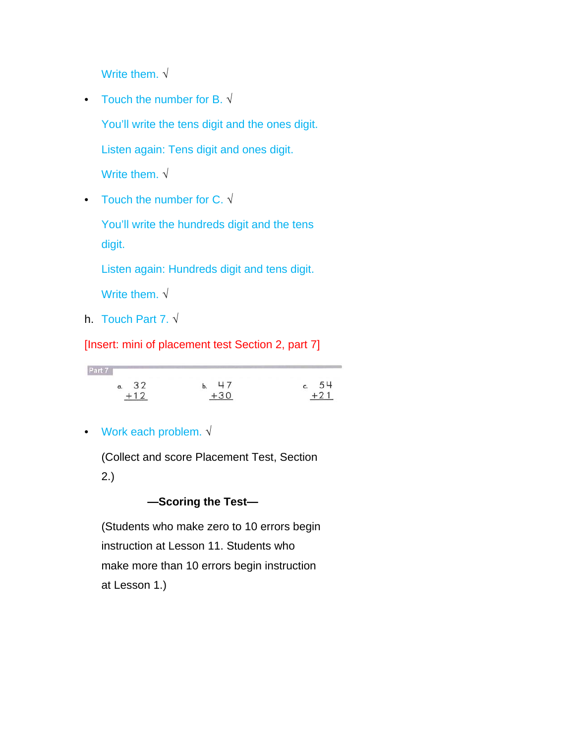Write them. √

- Touch the number for B. √

  You'll write the tens digit and the ones digit.

  Listen again: Tens digit and ones digit.

  Write them. √

- Touch the number for C. √

  You'll write the hundreds digit and the tens digit.

  Listen again: Hundreds digit and tens digit.

  Write them. √

h. Touch Part 7. √

[Insert: mini of placement test Section 2, part 7]

Part 7

a. $\begin{array}{r} 32 \\ +12 \\ \hline \end{array}$  b. $\begin{array}{r} 47 \\ +30 \\ \hline \end{array}$  c. $\begin{array}{r} 54 \\ +21 \\ \hline \end{array}$

- Work each problem. √

  (Collect and score Placement Test, Section 2.)

**—Scoring the Test—**

(Students who make zero to 10 errors begin instruction at Lesson 11. Students who make more than 10 errors begin instruction at Lesson 1.)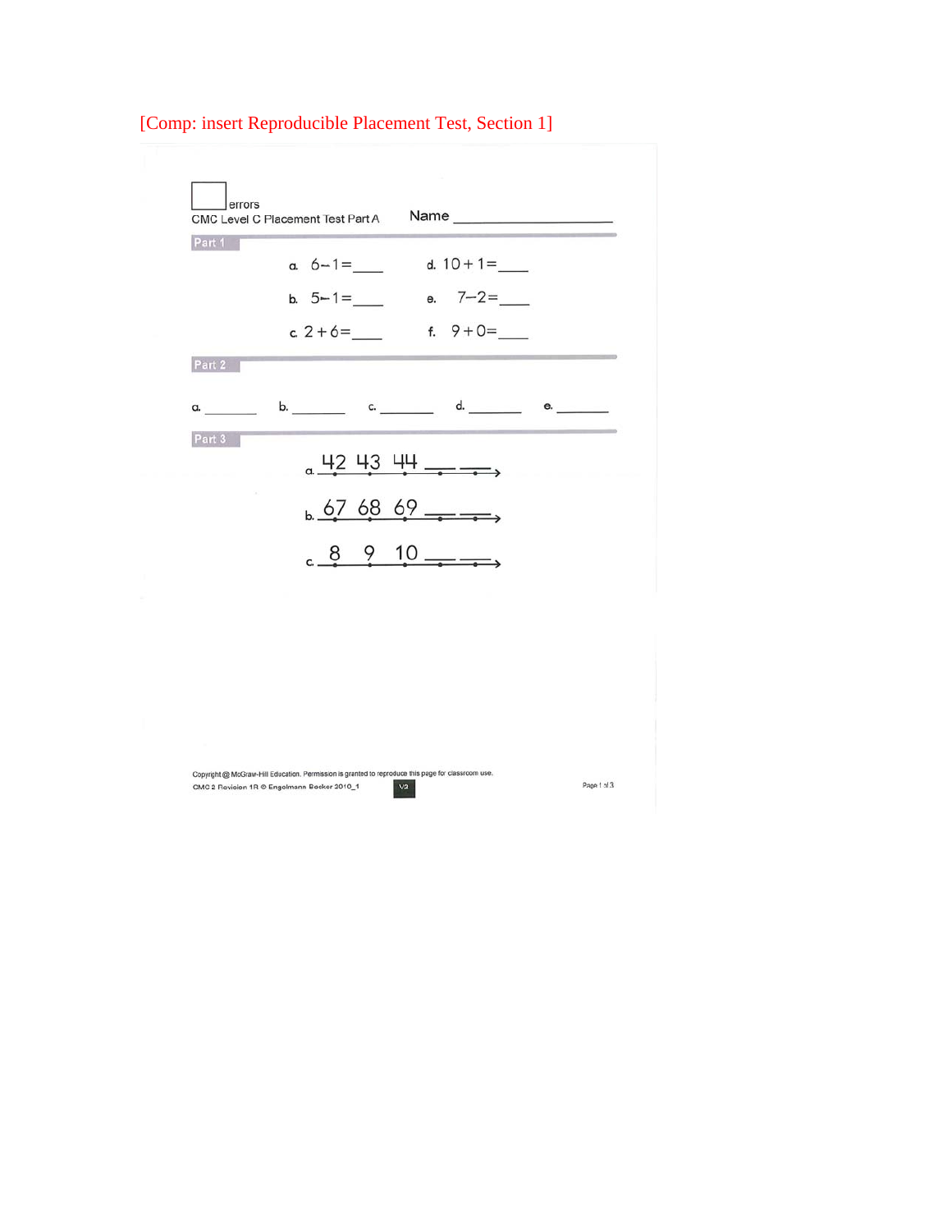[Comp: insert Reproducible Placement Test, Section 1]

☐ errors

CMC Level C Placement Test Part A

Name ____________________

**Part 1**

a. $6-1=$ ____ d. $10+1=$ ____

b. $5-1=$ ____ e. $7-2=$ ____

c. $2+6=$ ____ f. $9+0=$ ____

**Part 2**

a. ________ b. ________ c. ________ d. ________ e. ________

**Part 3**

a. 42 43 44 ___ ___ →

b. 67 68 69 ___ ___ →

c. 8 9 10 ___ ___ →

Copyright @ McGraw-Hill Education. Permission is granted to reproduce this page for classroom use.

CMC 2 Revision 1R © Engelmann Becker 2010_1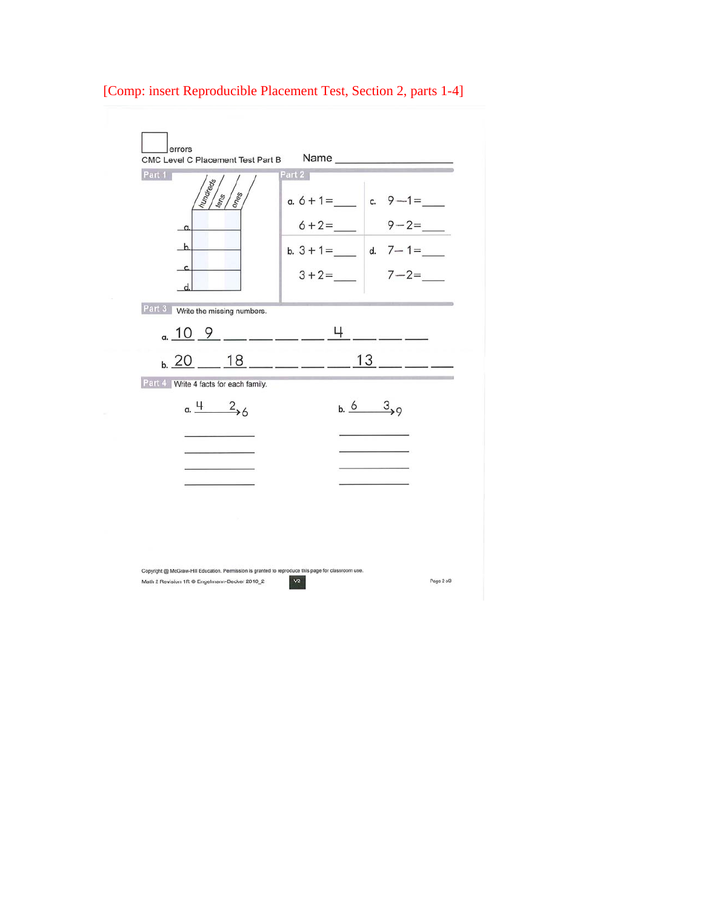[Comp: insert Reproducible Placement Test, Section 2, parts 1-4]

☐ errors

CMC Level C Placement Test Part B

Name ____________________

**Part 1**

| | hundreds | tens | ones |
|---|---|---|---|
| a. | | | |
| b. | | | |
| c. | | | |
| d. | | | |

**Part 2**

a. $6 + 1 =$ ____

$6 + 2 =$ ____

b. $3 + 1 =$ ____

$3 + 2 =$ ____

c. $9 - 1 =$ ____

$9 - 2 =$ ____

d. $7 - 1 =$ ____

$7 - 2 =$ ____

**Part 3** Write the missing numbers.

a. 10 9 ___ ___ ___ ___ 4 ___ ___ ___

b. 20 ___ 18 ___ ___ ___ ___ 13 ___ ___ ___

**Part 4** Write 4 facts for each family.

a. $4 \xrightarrow{2} 6$

____________

____________

____________

____________

b. $6 \xrightarrow{3} 9$

____________

____________

____________

____________

Copyright @ McGraw-Hill Education. Permission is granted to reproduce this page for classroom use.

Math 2 Revision 1R © Engelmann-Becker 2010_2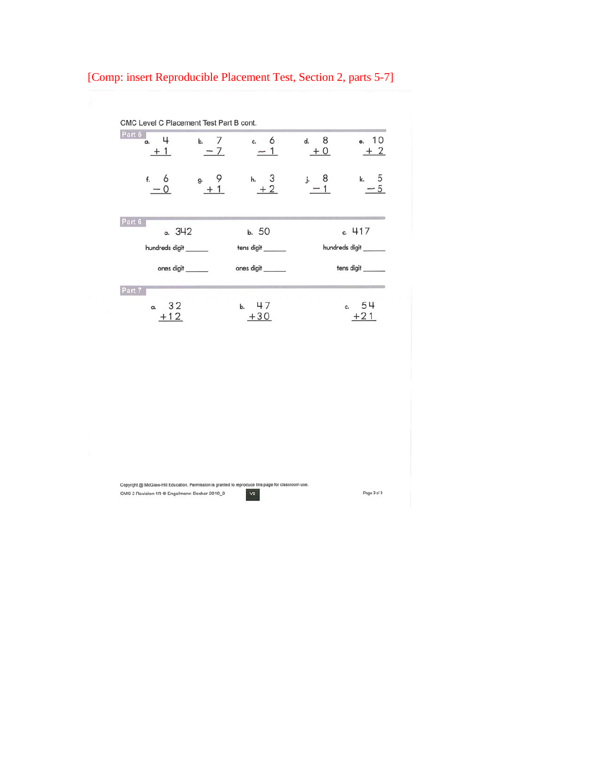[Comp: insert Reproducible Placement Test, Section 2, parts 5-7]

CMC Level C Placement Test Part B cont.

**Part 5**

a. $4 + 1$

b. $7 - 7$

c. $6 - 1$

d. $8 + 0$

e. $10 + 2$

f. $6 - 0$

g. $9 + 1$

h. $3 + 2$

j. $8 - 1$

k. $5 - 5$

**Part 6**

a. 342

hundreds digit ______

ones digit ______

b. 50

tens digit ______

ones digit ______

c. 417

hundreds digit ______

tens digit ______

**Part 7**

a. $32 + 12$

b. $47 + 30$

c. $54 + 21$

Copyright @ McGraw-Hill Education. Permission is granted to reproduce this page for classroom use.

CMC 2 Revision 1R © Engelmann Becker 2010_3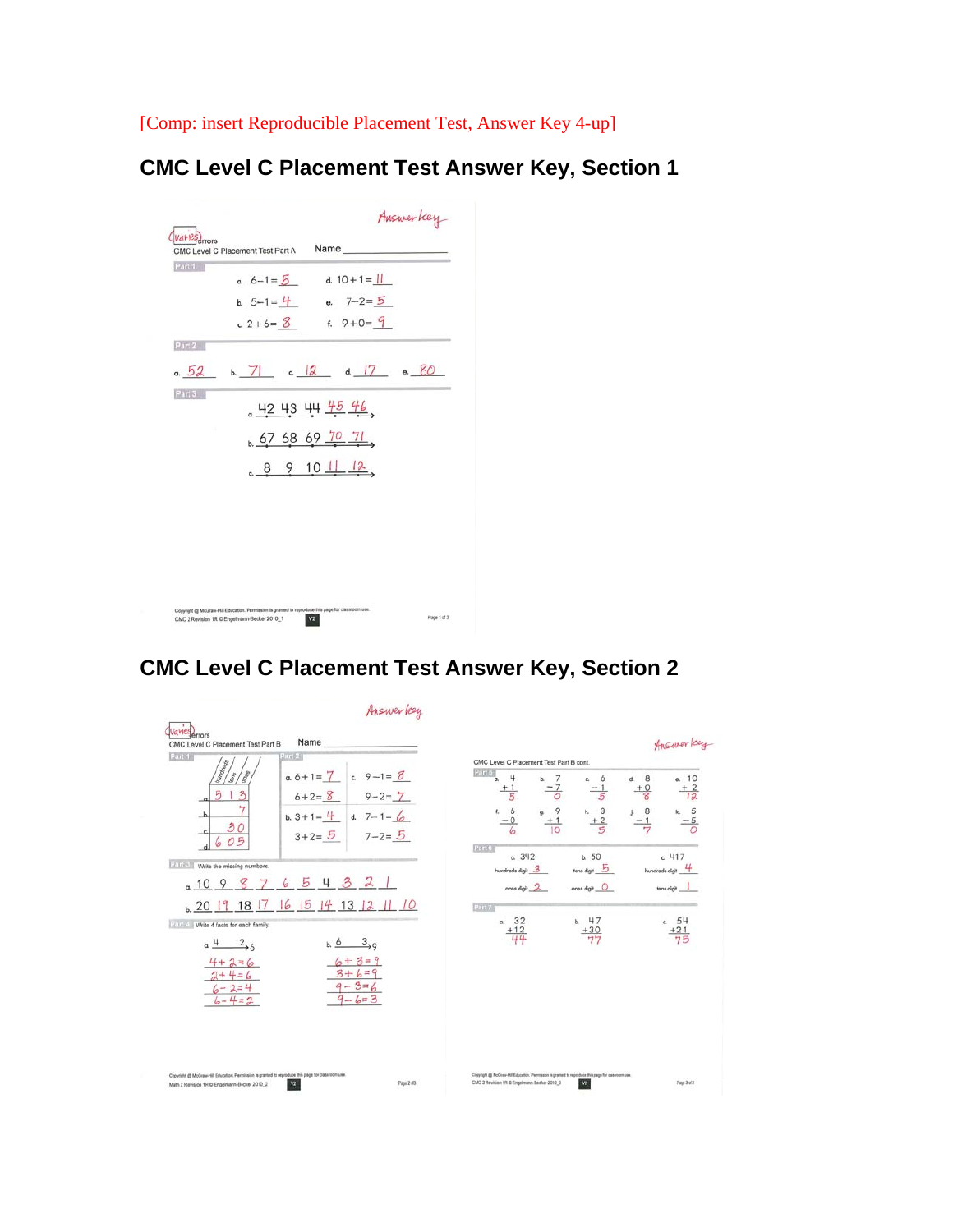[Comp: insert Reproducible Placement Test, Answer Key 4-up]

## CMC Level C Placement Test Answer Key, Section 1

Answer key

(Varies) errors

CMC Level C Placement Test Part A Name ____________

**Part 1**

a. 6−1 = 5  d. 10 + 1 = 11

b. 5−1 = 4  e. 7−2 = 5

c. 2 + 6 = 8  f. 9 + 0 = 9

**Part 2**

a. 52  b. 71  c. 12  d. 17  e. 80

**Part 3**

a. 42 43 44 45 46

b. 67 68 69 70 71

c. 8 9 10 11 12

## CMC Level C Placement Test Answer Key, Section 2

Answer key

(Varies) errors

CMC Level C Placement Test Part B Name ____________

**Part 1**

| | hundreds | tens | ones |
|---|---|---|---|
| a. | 5 | 1 | 3 |
| b. | | | 7 |
| c. | | 3 | 0 |
| d. | 6 | 0 | 5 |

**Part 2**

a. 6 + 1 = 7  c. 9 − 1 = 8

6 + 2 = 8  9 − 2 = 7

b. 3 + 1 = 4  d. 7 − 1 = 6

3 + 2 = 5  7 − 2 = 5

**Part 3** Write the missing numbers.

a. 10 9 8 7 6 5 4 3 2 1

b. 20 19 18 17 16 15 14 13 12 11 10

**Part 4** Write 4 facts for each family.

a. 4 2 → 6

4 + 2 = 6
2 + 4 = 6
6 − 2 = 4
6 − 4 = 2

b. 6 3 → 9

6 + 3 = 9
3 + 6 = 9
9 − 3 = 6
9 − 6 = 3

Answer key

CMC Level C Placement Test Part B cont.

**Part 5**

a. 4 + 1 = 5  b. 7 − 7 = 0  c. 6 − 1 = 5  d. 8 + 0 = 8  e. 10 + 2 = 12

f. 6 − 0 = 6  g. 9 + 1 = 10  h. 3 + 2 = 5  j. 8 − 1 = 7  k. 5 − 5 = 0

**Part 6**

a. 342 hundreds digit 3, ones digit 2

b. 50 tens digit 5, ones digit 0

c. 417 hundreds digit 4, tens digit 1

**Part 7**

a. 32 + 12 = 44  b. 47 + 30 = 77  c. 54 + 21 = 75